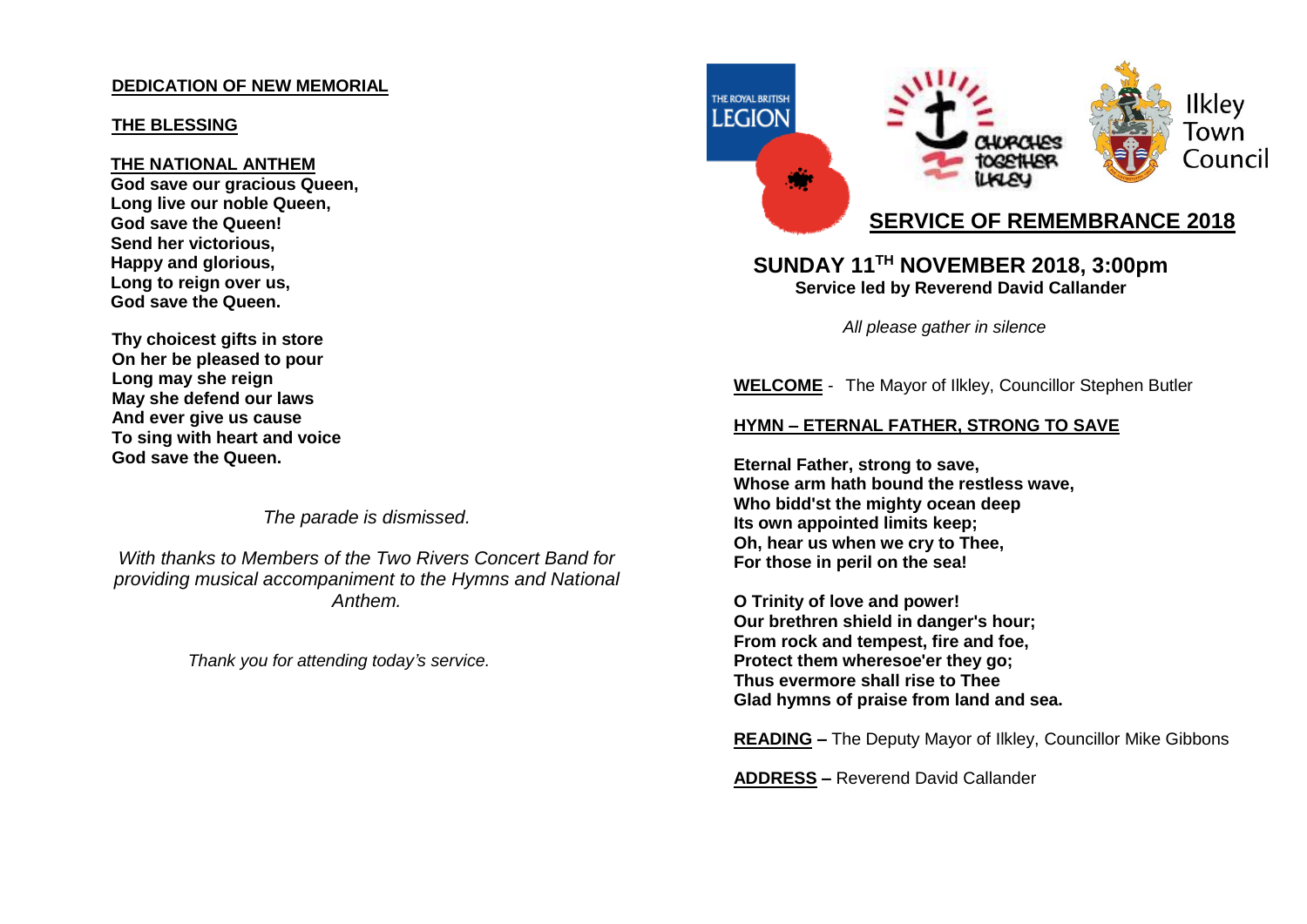**DEDICATION OF NEW MEMORIAL**

**THE BLESSING**

**THE NATIONAL ANTHEM**

**God save our gracious Queen,**
**Long live our noble Queen,**
**God save the Queen!**
**Send her victorious,**
**Happy and glorious,**
**Long to reign over us,**
**God save the Queen.**

**Thy choicest gifts in store**
**On her be pleased to pour**
**Long may she reign**
**May she defend our laws**
**And ever give us cause**
**To sing with heart and voice**
**God save the Queen.**

*The parade is dismissed.*

*With thanks to Members of the Two Rivers Concert Band for providing musical accompaniment to the Hymns and National Anthem.*

*Thank you for attending today's service.*

THE ROYAL BRITISH LEGION

CHURCHES TOGETHER ILKLEY

Ilkley Town Council

# SERVICE OF REMEMBRANCE 2018

## SUNDAY 11TH NOVEMBER 2018, 3:00pm

**Service led by Reverend David Callander**

*All please gather in silence*

**WELCOME** - The Mayor of Ilkley, Councillor Stephen Butler

**HYMN – ETERNAL FATHER, STRONG TO SAVE**

**Eternal Father, strong to save,**
**Whose arm hath bound the restless wave,**
**Who bidd'st the mighty ocean deep**
**Its own appointed limits keep;**
**Oh, hear us when we cry to Thee,**
**For those in peril on the sea!**

**O Trinity of love and power!**
**Our brethren shield in danger's hour;**
**From rock and tempest, fire and foe,**
**Protect them wheresoe'er they go;**
**Thus evermore shall rise to Thee**
**Glad hymns of praise from land and sea.**

**READING –** The Deputy Mayor of Ilkley, Councillor Mike Gibbons

**ADDRESS –** Reverend David Callander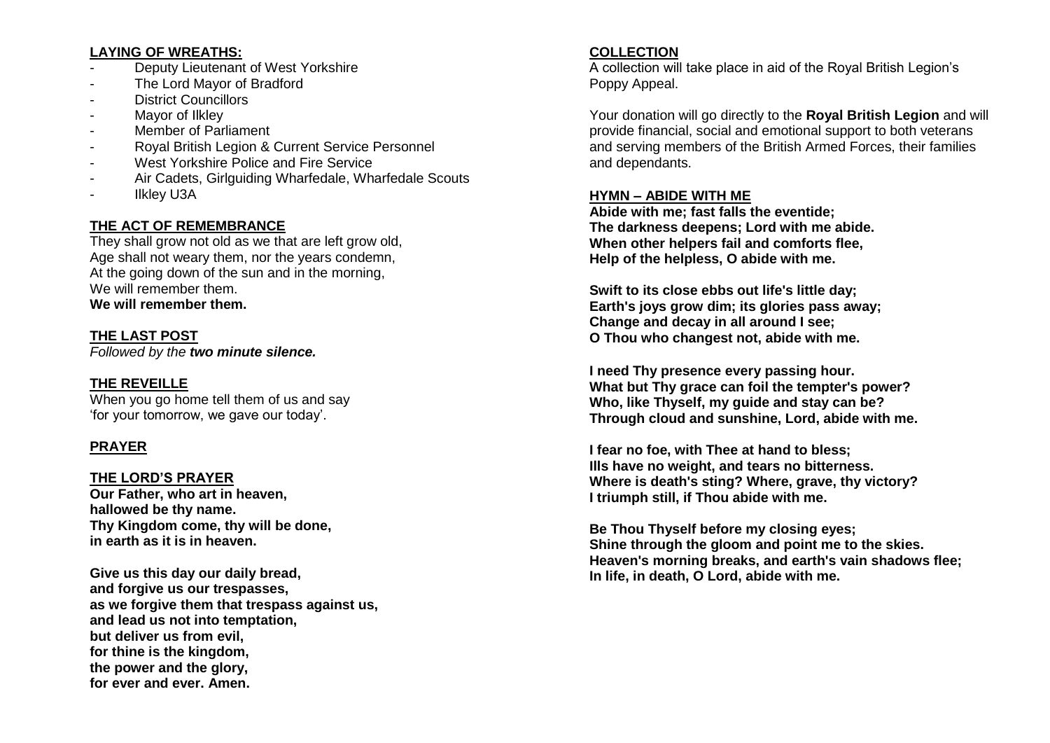## LAYING OF WREATHS:

- Deputy Lieutenant of West Yorkshire
- The Lord Mayor of Bradford
- District Councillors
- Mayor of Ilkley
- Member of Parliament
- Royal British Legion & Current Service Personnel
- West Yorkshire Police and Fire Service
- Air Cadets, Girlguiding Wharfedale, Wharfedale Scouts
- Ilkley U3A

## THE ACT OF REMEMBRANCE

They shall grow not old as we that are left grow old,
Age shall not weary them, nor the years condemn,
At the going down of the sun and in the morning,
We will remember them.
**We will remember them.**

## THE LAST POST

*Followed by the* ***two minute silence.***

## THE REVEILLE

When you go home tell them of us and say
'for your tomorrow, we gave our today'.

## PRAYER

## THE LORD'S PRAYER

**Our Father, who art in heaven,**
**hallowed be thy name.**
**Thy Kingdom come, thy will be done,**
**in earth as it is in heaven.**

**Give us this day our daily bread,**
**and forgive us our trespasses,**
**as we forgive them that trespass against us,**
**and lead us not into temptation,**
**but deliver us from evil,**
**for thine is the kingdom,**
**the power and the glory,**
**for ever and ever. Amen.**

## COLLECTION

A collection will take place in aid of the Royal British Legion's Poppy Appeal.

Your donation will go directly to the **Royal British Legion** and will provide financial, social and emotional support to both veterans and serving members of the British Armed Forces, their families and dependants.

## HYMN – ABIDE WITH ME

**Abide with me; fast falls the eventide;**
**The darkness deepens; Lord with me abide.**
**When other helpers fail and comforts flee,**
**Help of the helpless, O abide with me.**

**Swift to its close ebbs out life's little day;**
**Earth's joys grow dim; its glories pass away;**
**Change and decay in all around I see;**
**O Thou who changest not, abide with me.**

**I need Thy presence every passing hour.**
**What but Thy grace can foil the tempter's power?**
**Who, like Thyself, my guide and stay can be?**
**Through cloud and sunshine, Lord, abide with me.**

**I fear no foe, with Thee at hand to bless;**
**Ills have no weight, and tears no bitterness.**
**Where is death's sting? Where, grave, thy victory?**
**I triumph still, if Thou abide with me.**

**Be Thou Thyself before my closing eyes;**
**Shine through the gloom and point me to the skies.**
**Heaven's morning breaks, and earth's vain shadows flee;**
**In life, in death, O Lord, abide with me.**